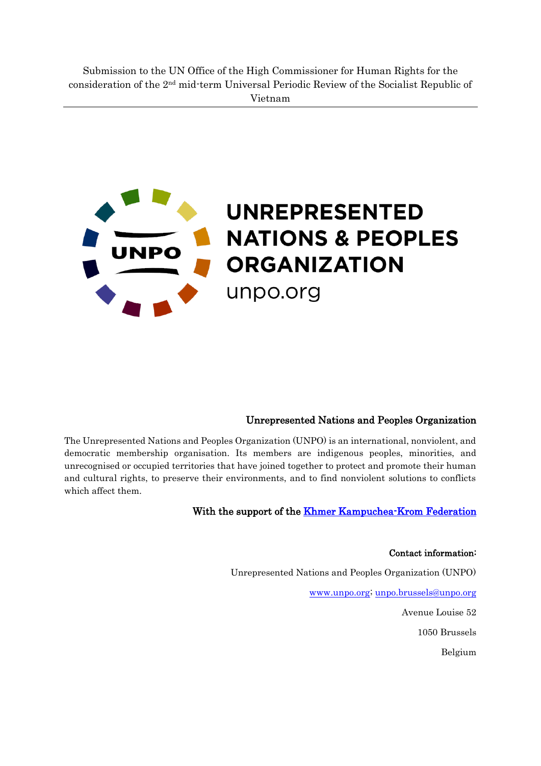Submission to the UN Office of the High Commissioner for Human Rights for the consideration of the 2nd mid-term Universal Periodic Review of the Socialist Republic of Vietnam

---

UNPO

# UNREPRESENTED NATIONS & PEOPLES ORGANIZATION

unpo.org

## Unrepresented Nations and Peoples Organization

The Unrepresented Nations and Peoples Organization (UNPO) is an international, nonviolent, and democratic membership organisation. Its members are indigenous peoples, minorities, and unrecognised or occupied territories that have joined together to protect and promote their human and cultural rights, to preserve their environments, and to find nonviolent solutions to conflicts which affect them.

With the support of the [Khmer Kampuchea-Krom Federation](#)

**Contact information:**

Unrepresented Nations and Peoples Organization (UNPO)

www.unpo.org; unpo.brussels@unpo.org

Avenue Louise 52

1050 Brussels

Belgium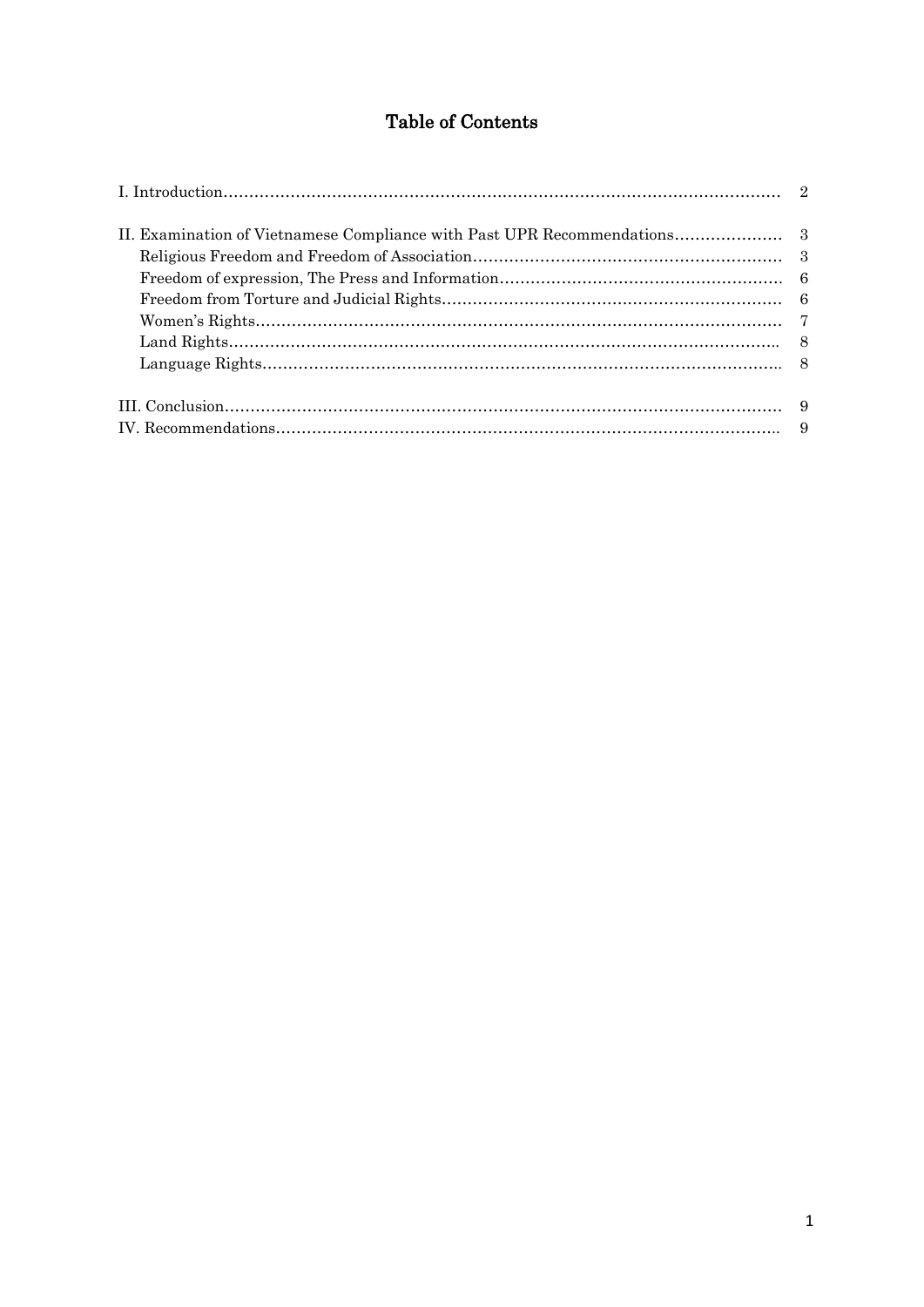# Table of Contents

| | |
|---|---|
| I. Introduction | 2 |
| II. Examination of Vietnamese Compliance with Past UPR Recommendations | 3 |
| Religious Freedom and Freedom of Association | 3 |
| Freedom of expression, The Press and Information | 6 |
| Freedom from Torture and Judicial Rights | 6 |
| Women's Rights | 7 |
| Land Rights | 8 |
| Language Rights | 8 |
| III. Conclusion | 9 |
| IV. Recommendations | 9 |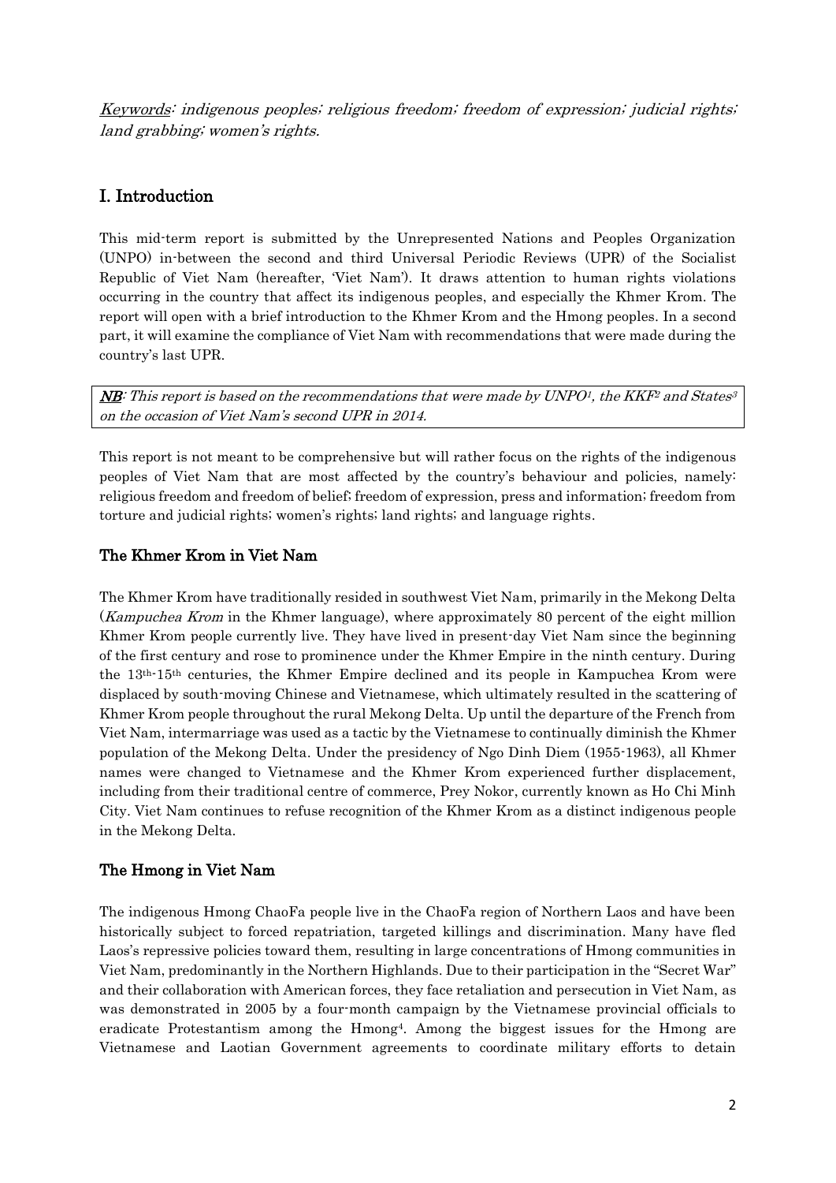*Keywords: indigenous peoples; religious freedom; freedom of expression; judicial rights; land grabbing; women's rights.*

## I. Introduction

This mid-term report is submitted by the Unrepresented Nations and Peoples Organization (UNPO) in-between the second and third Universal Periodic Reviews (UPR) of the Socialist Republic of Viet Nam (hereafter, 'Viet Nam'). It draws attention to human rights violations occurring in the country that affect its indigenous peoples, and especially the Khmer Krom. The report will open with a brief introduction to the Khmer Krom and the Hmong peoples. In a second part, it will examine the compliance of Viet Nam with recommendations that were made during the country's last UPR.

> ***NB**: This report is based on the recommendations that were made by UNPO[1], the KKF[2] and States[3] on the occasion of Viet Nam's second UPR in 2014.*

This report is not meant to be comprehensive but will rather focus on the rights of the indigenous peoples of Viet Nam that are most affected by the country's behaviour and policies, namely: religious freedom and freedom of belief; freedom of expression, press and information; freedom from torture and judicial rights; women's rights; land rights; and language rights.

### The Khmer Krom in Viet Nam

The Khmer Krom have traditionally resided in southwest Viet Nam, primarily in the Mekong Delta (*Kampuchea Krom* in the Khmer language), where approximately 80 percent of the eight million Khmer Krom people currently live. They have lived in present-day Viet Nam since the beginning of the first century and rose to prominence under the Khmer Empire in the ninth century. During the 13th-15th centuries, the Khmer Empire declined and its people in Kampuchea Krom were displaced by south-moving Chinese and Vietnamese, which ultimately resulted in the scattering of Khmer Krom people throughout the rural Mekong Delta. Up until the departure of the French from Viet Nam, intermarriage was used as a tactic by the Vietnamese to continually diminish the Khmer population of the Mekong Delta. Under the presidency of Ngo Dinh Diem (1955-1963), all Khmer names were changed to Vietnamese and the Khmer Krom experienced further displacement, including from their traditional centre of commerce, Prey Nokor, currently known as Ho Chi Minh City. Viet Nam continues to refuse recognition of the Khmer Krom as a distinct indigenous people in the Mekong Delta.

### The Hmong in Viet Nam

The indigenous Hmong ChaoFa people live in the ChaoFa region of Northern Laos and have been historically subject to forced repatriation, targeted killings and discrimination. Many have fled Laos's repressive policies toward them, resulting in large concentrations of Hmong communities in Viet Nam, predominantly in the Northern Highlands. Due to their participation in the "Secret War" and their collaboration with American forces, they face retaliation and persecution in Viet Nam, as was demonstrated in 2005 by a four-month campaign by the Vietnamese provincial officials to eradicate Protestantism among the Hmong[4]. Among the biggest issues for the Hmong are Vietnamese and Laotian Government agreements to coordinate military efforts to detain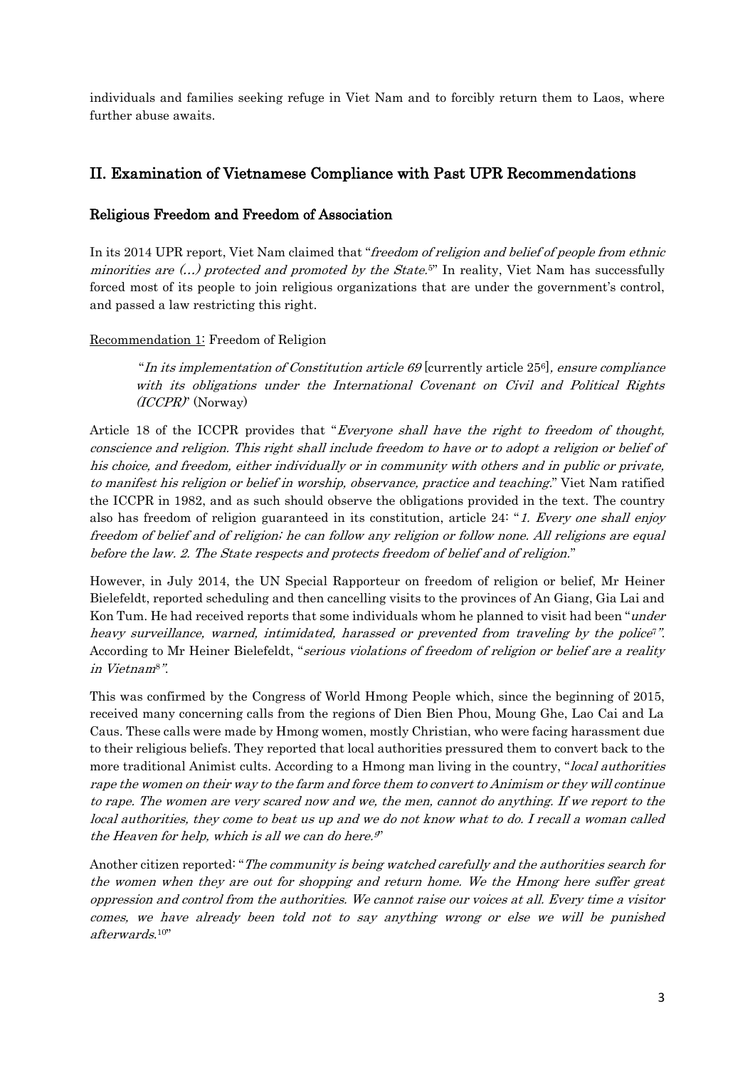individuals and families seeking refuge in Viet Nam and to forcibly return them to Laos, where further abuse awaits.

## II. Examination of Vietnamese Compliance with Past UPR Recommendations

### Religious Freedom and Freedom of Association

In its 2014 UPR report, Viet Nam claimed that "*freedom of religion and belief of people from ethnic minorities are (…) protected and promoted by the State.*[5]" In reality, Viet Nam has successfully forced most of its people to join religious organizations that are under the government's control, and passed a law restricting this right.

Recommendation 1: Freedom of Religion

> "*In its implementation of Constitution article 69* [currently article 25[6]]*, ensure compliance with its obligations under the International Covenant on Civil and Political Rights (ICCPR)*" (Norway)

Article 18 of the ICCPR provides that "*Everyone shall have the right to freedom of thought, conscience and religion. This right shall include freedom to have or to adopt a religion or belief of his choice, and freedom, either individually or in community with others and in public or private, to manifest his religion or belief in worship, observance, practice and teaching.*" Viet Nam ratified the ICCPR in 1982, and as such should observe the obligations provided in the text. The country also has freedom of religion guaranteed in its constitution, article 24: "*1. Every one shall enjoy freedom of belief and of religion; he can follow any religion or follow none. All religions are equal before the law. 2. The State respects and protects freedom of belief and of religion.*"

However, in July 2014, the UN Special Rapporteur on freedom of religion or belief, Mr Heiner Bielefeldt, reported scheduling and then cancelling visits to the provinces of An Giang, Gia Lai and Kon Tum. He had received reports that some individuals whom he planned to visit had been "*under heavy surveillance, warned, intimidated, harassed or prevented from traveling by the police*[7]". According to Mr Heiner Bielefeldt, "*serious violations of freedom of religion or belief are a reality in Vietnam*[8]".

This was confirmed by the Congress of World Hmong People which, since the beginning of 2015, received many concerning calls from the regions of Dien Bien Phou, Moung Ghe, Lao Cai and La Caus. These calls were made by Hmong women, mostly Christian, who were facing harassment due to their religious beliefs. They reported that local authorities pressured them to convert back to the more traditional Animist cults. According to a Hmong man living in the country, "*local authorities rape the women on their way to the farm and force them to convert to Animism or they will continue to rape. The women are very scared now and we, the men, cannot do anything. If we report to the local authorities, they come to beat us up and we do not know what to do. I recall a woman called the Heaven for help, which is all we can do here.*[9]"

Another citizen reported: "*The community is being watched carefully and the authorities search for the women when they are out for shopping and return home. We the Hmong here suffer great oppression and control from the authorities. We cannot raise our voices at all. Every time a visitor comes, we have already been told not to say anything wrong or else we will be punished afterwards.*[10]"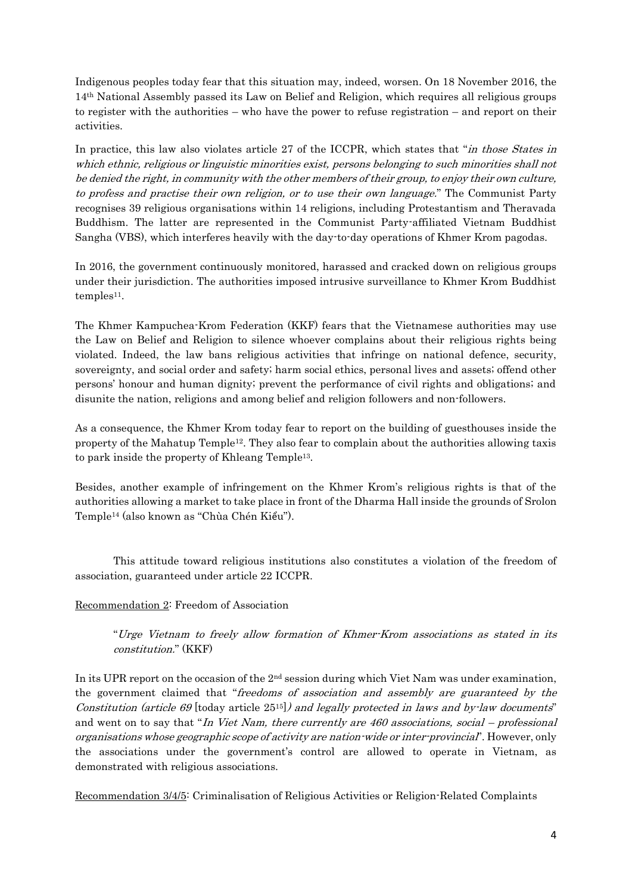Indigenous peoples today fear that this situation may, indeed, worsen. On 18 November 2016, the 14th National Assembly passed its Law on Belief and Religion, which requires all religious groups to register with the authorities – who have the power to refuse registration – and report on their activities.

In practice, this law also violates article 27 of the ICCPR, which states that "*in those States in which ethnic, religious or linguistic minorities exist, persons belonging to such minorities shall not be denied the right, in community with the other members of their group, to enjoy their own culture, to profess and practise their own religion, or to use their own language.*" The Communist Party recognises 39 religious organisations within 14 religions, including Protestantism and Theravada Buddhism. The latter are represented in the Communist Party-affiliated Vietnam Buddhist Sangha (VBS), which interferes heavily with the day-to-day operations of Khmer Krom pagodas.

In 2016, the government continuously monitored, harassed and cracked down on religious groups under their jurisdiction. The authorities imposed intrusive surveillance to Khmer Krom Buddhist temples[11].

The Khmer Kampuchea-Krom Federation (KKF) fears that the Vietnamese authorities may use the Law on Belief and Religion to silence whoever complains about their religious rights being violated. Indeed, the law bans religious activities that infringe on national defence, security, sovereignty, and social order and safety; harm social ethics, personal lives and assets; offend other persons' honour and human dignity; prevent the performance of civil rights and obligations; and disunite the nation, religions and among belief and religion followers and non-followers.

As a consequence, the Khmer Krom today fear to report on the building of guesthouses inside the property of the Mahatup Temple[12]. They also fear to complain about the authorities allowing taxis to park inside the property of Khleang Temple[13].

Besides, another example of infringement on the Khmer Krom's religious rights is that of the authorities allowing a market to take place in front of the Dharma Hall inside the grounds of Srolon Temple[14] (also known as "Chùa Chén Kiểu").

This attitude toward religious institutions also constitutes a violation of the freedom of association, guaranteed under article 22 ICCPR.

<u>Recommendation 2</u>: Freedom of Association

> "*Urge Vietnam to freely allow formation of Khmer-Krom associations as stated in its constitution.*" (KKF)

In its UPR report on the occasion of the 2nd session during which Viet Nam was under examination, the government claimed that "*freedoms of association and assembly are guaranteed by the Constitution (article 69* [today article 25[15]]*) and legally protected in laws and by-law documents*" and went on to say that "*In Viet Nam, there currently are 460 associations, social – professional organisations whose geographic scope of activity are nation-wide or inter-provincial*". However, only the associations under the government's control are allowed to operate in Vietnam, as demonstrated with religious associations.

<u>Recommendation 3/4/5</u>: Criminalisation of Religious Activities or Religion-Related Complaints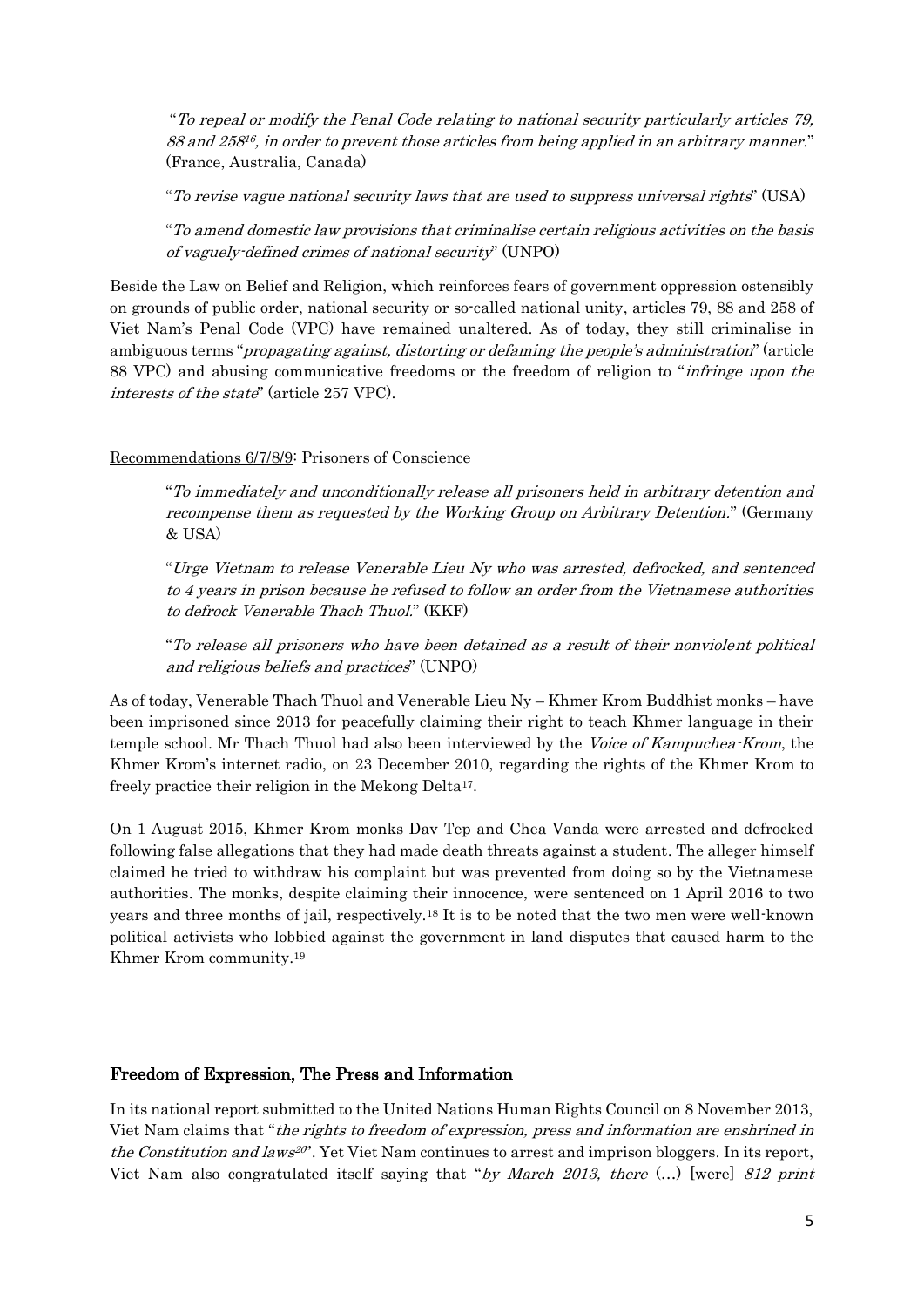"*To repeal or modify the Penal Code relating to national security particularly articles 79, 88 and 258*[16]*, in order to prevent those articles from being applied in an arbitrary manner.*" (France, Australia, Canada)

"*To revise vague national security laws that are used to suppress universal rights*" (USA)

"*To amend domestic law provisions that criminalise certain religious activities on the basis of vaguely-defined crimes of national security*" (UNPO)

Beside the Law on Belief and Religion, which reinforces fears of government oppression ostensibly on grounds of public order, national security or so-called national unity, articles 79, 88 and 258 of Viet Nam's Penal Code (VPC) have remained unaltered. As of today, they still criminalise in ambiguous terms "*propagating against, distorting or defaming the people's administration*" (article 88 VPC) and abusing communicative freedoms or the freedom of religion to "*infringe upon the interests of the state*" (article 257 VPC).

Recommendations 6/7/8/9: Prisoners of Conscience

"*To immediately and unconditionally release all prisoners held in arbitrary detention and recompense them as requested by the Working Group on Arbitrary Detention.*" (Germany & USA)

"*Urge Vietnam to release Venerable Lieu Ny who was arrested, defrocked, and sentenced to 4 years in prison because he refused to follow an order from the Vietnamese authorities to defrock Venerable Thach Thuol.*" (KKF)

"*To release all prisoners who have been detained as a result of their nonviolent political and religious beliefs and practices*" (UNPO)

As of today, Venerable Thach Thuol and Venerable Lieu Ny – Khmer Krom Buddhist monks – have been imprisoned since 2013 for peacefully claiming their right to teach Khmer language in their temple school. Mr Thach Thuol had also been interviewed by the *Voice of Kampuchea-Krom*, the Khmer Krom's internet radio, on 23 December 2010, regarding the rights of the Khmer Krom to freely practice their religion in the Mekong Delta[17].

On 1 August 2015, Khmer Krom monks Dav Tep and Chea Vanda were arrested and defrocked following false allegations that they had made death threats against a student. The alleger himself claimed he tried to withdraw his complaint but was prevented from doing so by the Vietnamese authorities. The monks, despite claiming their innocence, were sentenced on 1 April 2016 to two years and three months of jail, respectively.[18] It is to be noted that the two men were well-known political activists who lobbied against the government in land disputes that caused harm to the Khmer Krom community.[19]

## Freedom of Expression, The Press and Information

In its national report submitted to the United Nations Human Rights Council on 8 November 2013, Viet Nam claims that "*the rights to freedom of expression, press and information are enshrined in the Constitution and laws*[20]". Yet Viet Nam continues to arrest and imprison bloggers. In its report, Viet Nam also congratulated itself saying that "*by March 2013, there* (…) [were] *812 print*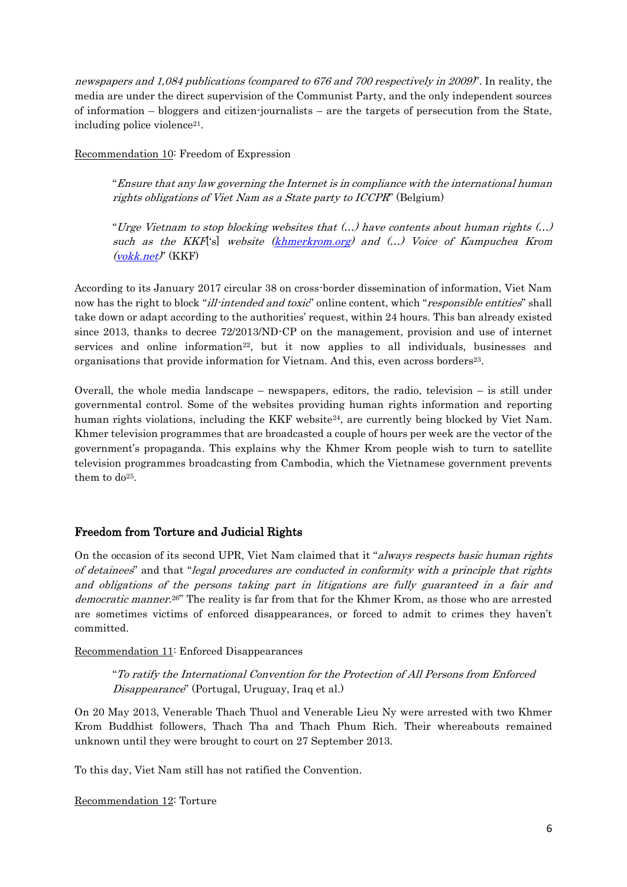*newspapers and 1,084 publications (compared to 676 and 700 respectively in 2009)*". In reality, the media are under the direct supervision of the Communist Party, and the only independent sources of information – bloggers and citizen-journalists – are the targets of persecution from the State, including police violence[21].

Recommendation 10: Freedom of Expression

> "*Ensure that any law governing the Internet is in compliance with the international human rights obligations of Viet Nam as a State party to ICCPR*" (Belgium)
>
> "*Urge Vietnam to stop blocking websites that (…) have contents about human rights (…) such as the KKF*['s] *website (khmerkrom.org) and (…) Voice of Kampuchea Krom (vokk.net)*" (KKF)

According to its January 2017 circular 38 on cross-border dissemination of information, Viet Nam now has the right to block "*ill-intended and toxic*" online content, which "*responsible entities*" shall take down or adapt according to the authorities' request, within 24 hours. This ban already existed since 2013, thanks to decree 72/2013/ND-CP on the management, provision and use of internet services and online information[22], but it now applies to all individuals, businesses and organisations that provide information for Vietnam. And this, even across borders[23].

Overall, the whole media landscape – newspapers, editors, the radio, television – is still under governmental control. Some of the websites providing human rights information and reporting human rights violations, including the KKF website[24], are currently being blocked by Viet Nam. Khmer television programmes that are broadcasted a couple of hours per week are the vector of the government's propaganda. This explains why the Khmer Krom people wish to turn to satellite television programmes broadcasting from Cambodia, which the Vietnamese government prevents them to do[25].

## Freedom from Torture and Judicial Rights

On the occasion of its second UPR, Viet Nam claimed that it "*always respects basic human rights of detainees*" and that "*legal procedures are conducted in conformity with a principle that rights and obligations of the persons taking part in litigations are fully guaranteed in a fair and democratic manner.*[26]" The reality is far from that for the Khmer Krom, as those who are arrested are sometimes victims of enforced disappearances, or forced to admit to crimes they haven't committed.

Recommendation 11: Enforced Disappearances

> "*To ratify the International Convention for the Protection of All Persons from Enforced Disappearance*" (Portugal, Uruguay, Iraq et al.)

On 20 May 2013, Venerable Thach Thuol and Venerable Lieu Ny were arrested with two Khmer Krom Buddhist followers, Thach Tha and Thach Phum Rich. Their whereabouts remained unknown until they were brought to court on 27 September 2013.

To this day, Viet Nam still has not ratified the Convention.

Recommendation 12: Torture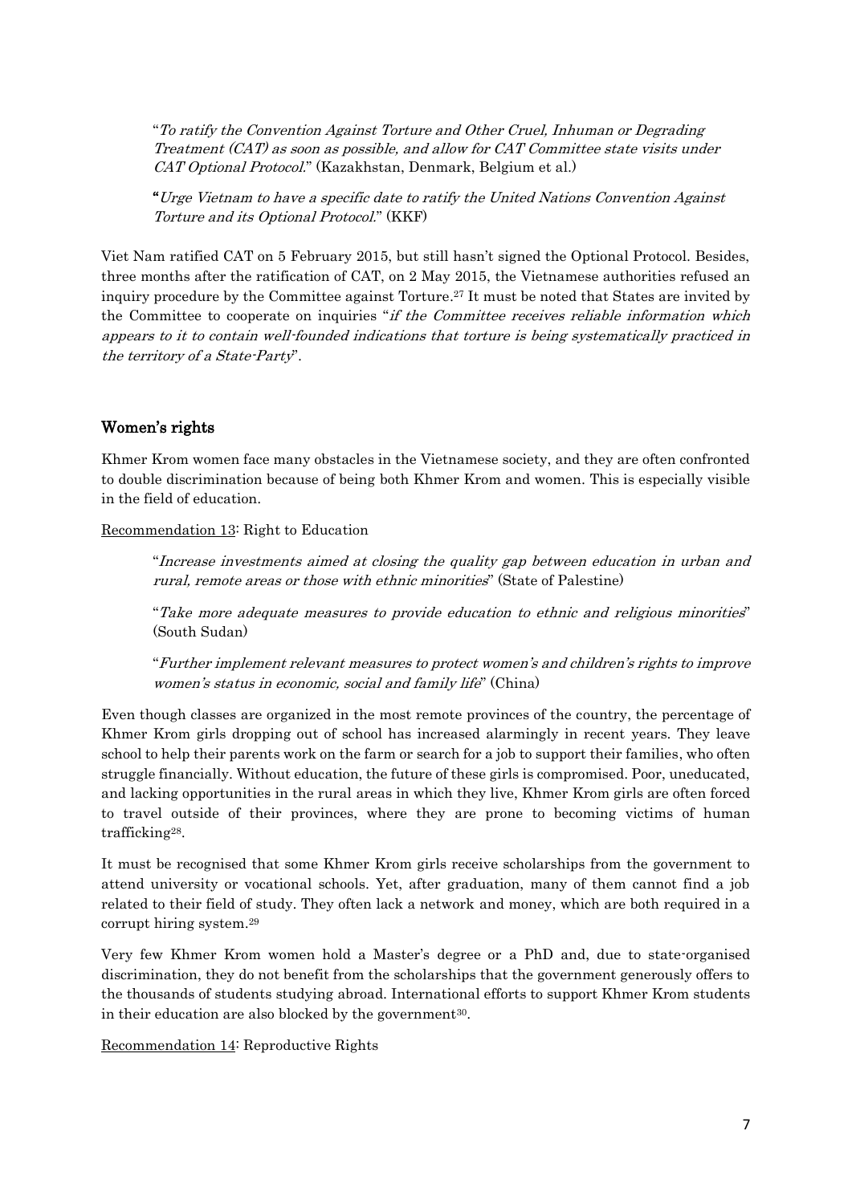> "*To ratify the Convention Against Torture and Other Cruel, Inhuman or Degrading Treatment (CAT) as soon as possible, and allow for CAT Committee state visits under CAT Optional Protocol.*" (Kazakhstan, Denmark, Belgium et al.)
>
> "*Urge Vietnam to have a specific date to ratify the United Nations Convention Against Torture and its Optional Protocol.*" (KKF)

Viet Nam ratified CAT on 5 February 2015, but still hasn't signed the Optional Protocol. Besides, three months after the ratification of CAT, on 2 May 2015, the Vietnamese authorities refused an inquiry procedure by the Committee against Torture.[27] It must be noted that States are invited by the Committee to cooperate on inquiries "*if the Committee receives reliable information which appears to it to contain well-founded indications that torture is being systematically practiced in the territory of a State-Party*".

## Women's rights

Khmer Krom women face many obstacles in the Vietnamese society, and they are often confronted to double discrimination because of being both Khmer Krom and women. This is especially visible in the field of education.

Recommendation 13: Right to Education

> "*Increase investments aimed at closing the quality gap between education in urban and rural, remote areas or those with ethnic minorities*" (State of Palestine)
>
> "*Take more adequate measures to provide education to ethnic and religious minorities*" (South Sudan)
>
> "*Further implement relevant measures to protect women's and children's rights to improve women's status in economic, social and family life*" (China)

Even though classes are organized in the most remote provinces of the country, the percentage of Khmer Krom girls dropping out of school has increased alarmingly in recent years. They leave school to help their parents work on the farm or search for a job to support their families, who often struggle financially. Without education, the future of these girls is compromised. Poor, uneducated, and lacking opportunities in the rural areas in which they live, Khmer Krom girls are often forced to travel outside of their provinces, where they are prone to becoming victims of human trafficking[28].

It must be recognised that some Khmer Krom girls receive scholarships from the government to attend university or vocational schools. Yet, after graduation, many of them cannot find a job related to their field of study. They often lack a network and money, which are both required in a corrupt hiring system.[29]

Very few Khmer Krom women hold a Master's degree or a PhD and, due to state-organised discrimination, they do not benefit from the scholarships that the government generously offers to the thousands of students studying abroad. International efforts to support Khmer Krom students in their education are also blocked by the government[30].

Recommendation 14: Reproductive Rights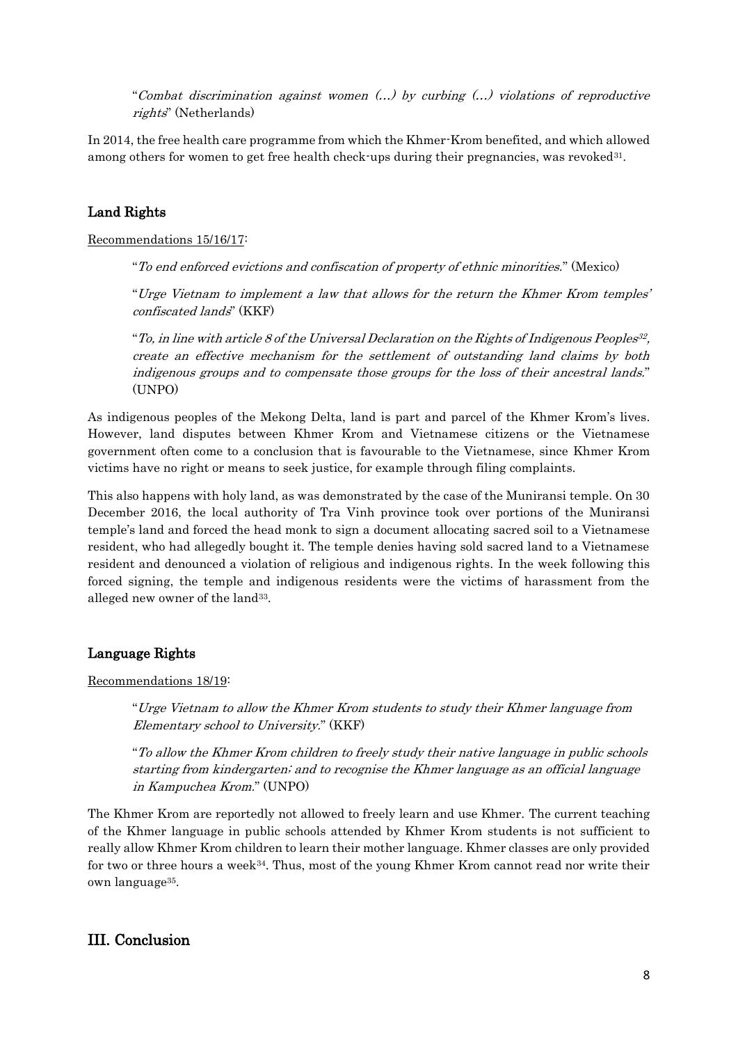> "*Combat discrimination against women (…) by curbing (…) violations of reproductive rights*" (Netherlands)

In 2014, the free health care programme from which the Khmer-Krom benefited, and which allowed among others for women to get free health check-ups during their pregnancies, was revoked[31].

## Land Rights

Recommendations 15/16/17:

> "*To end enforced evictions and confiscation of property of ethnic minorities.*" (Mexico)
>
> "*Urge Vietnam to implement a law that allows for the return the Khmer Krom temples' confiscated lands*" (KKF)
>
> "*To, in line with article 8 of the Universal Declaration on the Rights of Indigenous Peoples[32], create an effective mechanism for the settlement of outstanding land claims by both indigenous groups and to compensate those groups for the loss of their ancestral lands.*" (UNPO)

As indigenous peoples of the Mekong Delta, land is part and parcel of the Khmer Krom's lives. However, land disputes between Khmer Krom and Vietnamese citizens or the Vietnamese government often come to a conclusion that is favourable to the Vietnamese, since Khmer Krom victims have no right or means to seek justice, for example through filing complaints.

This also happens with holy land, as was demonstrated by the case of the Muniransi temple. On 30 December 2016, the local authority of Tra Vinh province took over portions of the Muniransi temple's land and forced the head monk to sign a document allocating sacred soil to a Vietnamese resident, who had allegedly bought it. The temple denies having sold sacred land to a Vietnamese resident and denounced a violation of religious and indigenous rights. In the week following this forced signing, the temple and indigenous residents were the victims of harassment from the alleged new owner of the land[33].

## Language Rights

Recommendations 18/19:

> "*Urge Vietnam to allow the Khmer Krom students to study their Khmer language from Elementary school to University.*" (KKF)
>
> "*To allow the Khmer Krom children to freely study their native language in public schools starting from kindergarten; and to recognise the Khmer language as an official language in Kampuchea Krom.*" (UNPO)

The Khmer Krom are reportedly not allowed to freely learn and use Khmer. The current teaching of the Khmer language in public schools attended by Khmer Krom students is not sufficient to really allow Khmer Krom children to learn their mother language. Khmer classes are only provided for two or three hours a week[34]. Thus, most of the young Khmer Krom cannot read nor write their own language[35].

# III. Conclusion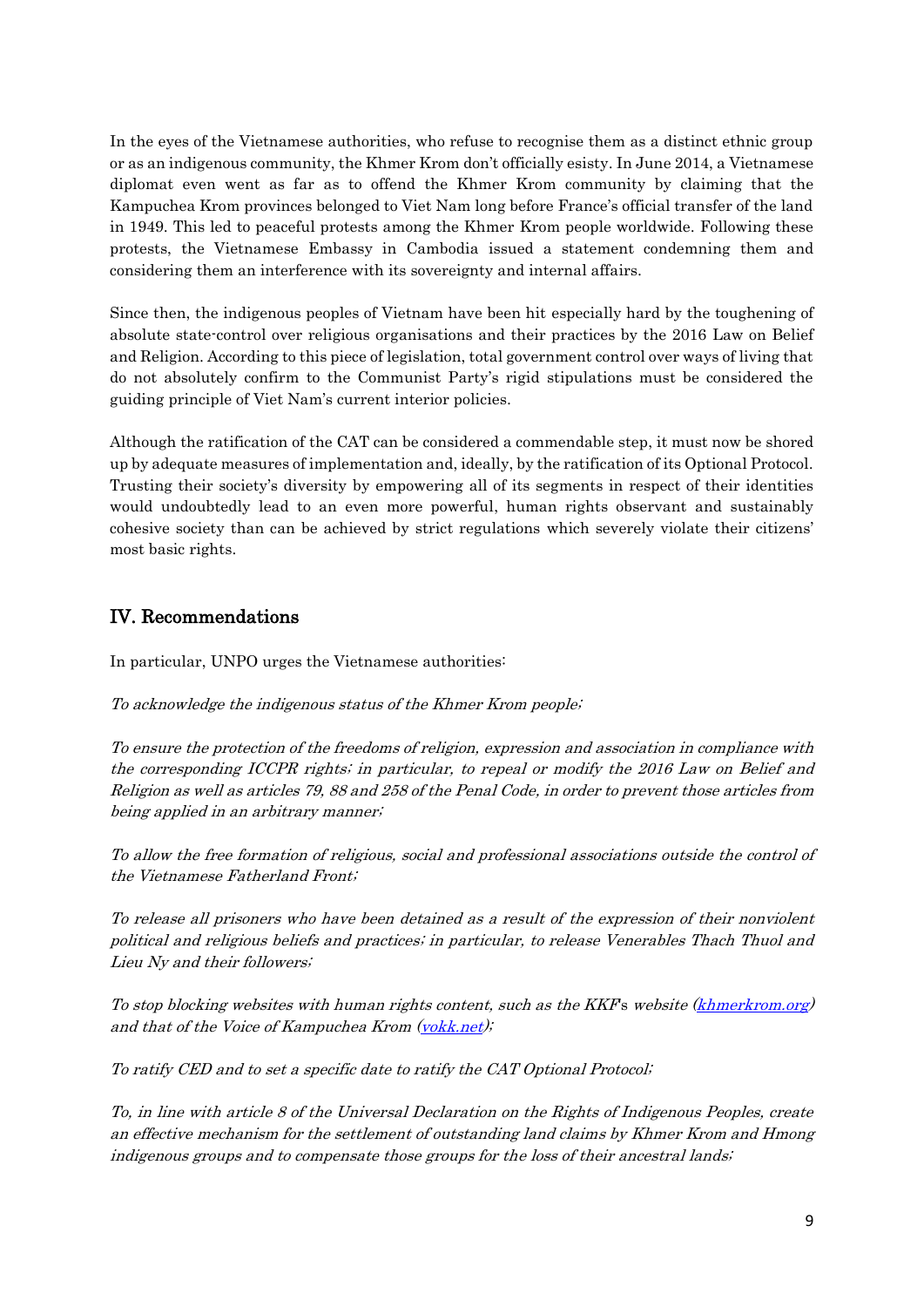In the eyes of the Vietnamese authorities, who refuse to recognise them as a distinct ethnic group or as an indigenous community, the Khmer Krom don't officially esisty. In June 2014, a Vietnamese diplomat even went as far as to offend the Khmer Krom community by claiming that the Kampuchea Krom provinces belonged to Viet Nam long before France's official transfer of the land in 1949. This led to peaceful protests among the Khmer Krom people worldwide. Following these protests, the Vietnamese Embassy in Cambodia issued a statement condemning them and considering them an interference with its sovereignty and internal affairs.

Since then, the indigenous peoples of Vietnam have been hit especially hard by the toughening of absolute state-control over religious organisations and their practices by the 2016 Law on Belief and Religion. According to this piece of legislation, total government control over ways of living that do not absolutely confirm to the Communist Party's rigid stipulations must be considered the guiding principle of Viet Nam's current interior policies.

Although the ratification of the CAT can be considered a commendable step, it must now be shored up by adequate measures of implementation and, ideally, by the ratification of its Optional Protocol. Trusting their society's diversity by empowering all of its segments in respect of their identities would undoubtedly lead to an even more powerful, human rights observant and sustainably cohesive society than can be achieved by strict regulations which severely violate their citizens' most basic rights.

## IV. Recommendations

In particular, UNPO urges the Vietnamese authorities:

*To acknowledge the indigenous status of the Khmer Krom people;*

*To ensure the protection of the freedoms of religion, expression and association in compliance with the corresponding ICCPR rights; in particular, to repeal or modify the 2016 Law on Belief and Religion as well as articles 79, 88 and 258 of the Penal Code, in order to prevent those articles from being applied in an arbitrary manner;*

*To allow the free formation of religious, social and professional associations outside the control of the Vietnamese Fatherland Front;*

*To release all prisoners who have been detained as a result of the expression of their nonviolent political and religious beliefs and practices; in particular, to release Venerables Thach Thuol and Lieu Ny and their followers;*

*To stop blocking websites with human rights content, such as the KKF's website ([khmerkrom.org](khmerkrom.org)) and that of the Voice of Kampuchea Krom ([vokk.net](vokk.net));*

*To ratify CED and to set a specific date to ratify the CAT Optional Protocol;*

*To, in line with article 8 of the Universal Declaration on the Rights of Indigenous Peoples, create an effective mechanism for the settlement of outstanding land claims by Khmer Krom and Hmong indigenous groups and to compensate those groups for the loss of their ancestral lands;*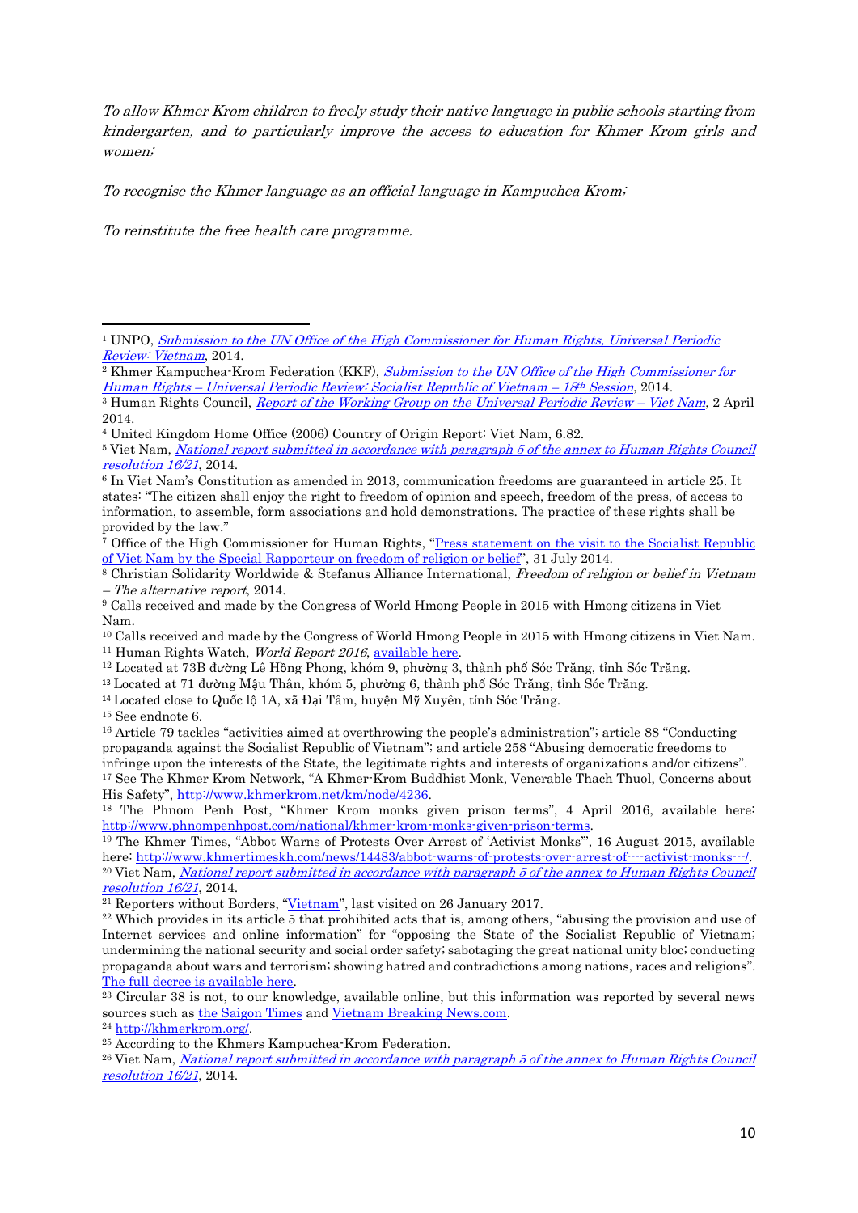*To allow Khmer Krom children to freely study their native language in public schools starting from kindergarten, and to particularly improve the access to education for Khmer Krom girls and women;*

*To recognise the Khmer language as an official language in Kampuchea Krom;*

*To reinstitute the free health care programme.*

---

[1] UNPO, *Submission to the UN Office of the High Commissioner for Human Rights, Universal Periodic Review: Vietnam*, 2014.

[2] Khmer Kampuchea-Krom Federation (KKF), *Submission to the UN Office of the High Commissioner for Human Rights – Universal Periodic Review: Socialist Republic of Vietnam – 18th Session*, 2014.

[3] Human Rights Council, *Report of the Working Group on the Universal Periodic Review – Viet Nam*, 2 April 2014.

[4] United Kingdom Home Office (2006) Country of Origin Report: Viet Nam, 6.82.

[5] Viet Nam, *National report submitted in accordance with paragraph 5 of the annex to Human Rights Council resolution 16/21*, 2014.

[6] In Viet Nam's Constitution as amended in 2013, communication freedoms are guaranteed in article 25. It states: "The citizen shall enjoy the right to freedom of opinion and speech, freedom of the press, of access to information, to assemble, form associations and hold demonstrations. The practice of these rights shall be provided by the law."

[7] Office of the High Commissioner for Human Rights, "Press statement on the visit to the Socialist Republic of Viet Nam by the Special Rapporteur on freedom of religion or belief", 31 July 2014.

[8] Christian Solidarity Worldwide & Stefanus Alliance International, *Freedom of religion or belief in Vietnam – The alternative report*, 2014.

[9] Calls received and made by the Congress of World Hmong People in 2015 with Hmong citizens in Viet Nam.

[10] Calls received and made by the Congress of World Hmong People in 2015 with Hmong citizens in Viet Nam.

[11] Human Rights Watch, *World Report 2016*, available here.

[12] Located at 73B đường Lê Hồng Phong, khóm 9, phường 3, thành phố Sóc Trăng, tỉnh Sóc Trăng.

[13] Located at 71 đường Mậu Thân, khóm 5, phường 6, thành phố Sóc Trăng, tỉnh Sóc Trăng.

[14] Located close to Quốc lộ 1A, xã Đại Tâm, huyện Mỹ Xuyên, tỉnh Sóc Trăng.

[15] See endnote 6.

[16] Article 79 tackles "activities aimed at overthrowing the people's administration"; article 88 "Conducting propaganda against the Socialist Republic of Vietnam"; and article 258 "Abusing democratic freedoms to infringe upon the interests of the State, the legitimate rights and interests of organizations and/or citizens".

[17] See The Khmer Krom Network, "A Khmer-Krom Buddhist Monk, Venerable Thach Thuol, Concerns about His Safety", http://www.khmerkrom.net/km/node/4236.

[18] The Phnom Penh Post, "Khmer Krom monks given prison terms", 4 April 2016, available here: http://www.phnompenhpost.com/national/khmer-krom-monks-given-prison-terms.

[19] The Khmer Times, "Abbot Warns of Protests Over Arrest of 'Activist Monks'", 16 August 2015, available here: http://www.khmertimeskh.com/news/14483/abbot-warns-of-protests-over-arrest-of----activist-monks---/.

[20] Viet Nam, *National report submitted in accordance with paragraph 5 of the annex to Human Rights Council resolution 16/21*, 2014.

[21] Reporters without Borders, "Vietnam", last visited on 26 January 2017.

[22] Which provides in its article 5 that prohibited acts that is, among others, "abusing the provision and use of Internet services and online information" for "opposing the State of the Socialist Republic of Vietnam; undermining the national security and social order safety; sabotaging the great national unity bloc; conducting propaganda about wars and terrorism; showing hatred and contradictions among nations, races and religions". The full decree is available here.

[23] Circular 38 is not, to our knowledge, available online, but this information was reported by several news sources such as the Saigon Times and Vietnam Breaking News.com.

[24] http://khmerkrom.org/.

[25] According to the Khmers Kampuchea-Krom Federation.

[26] Viet Nam, *National report submitted in accordance with paragraph 5 of the annex to Human Rights Council resolution 16/21*, 2014.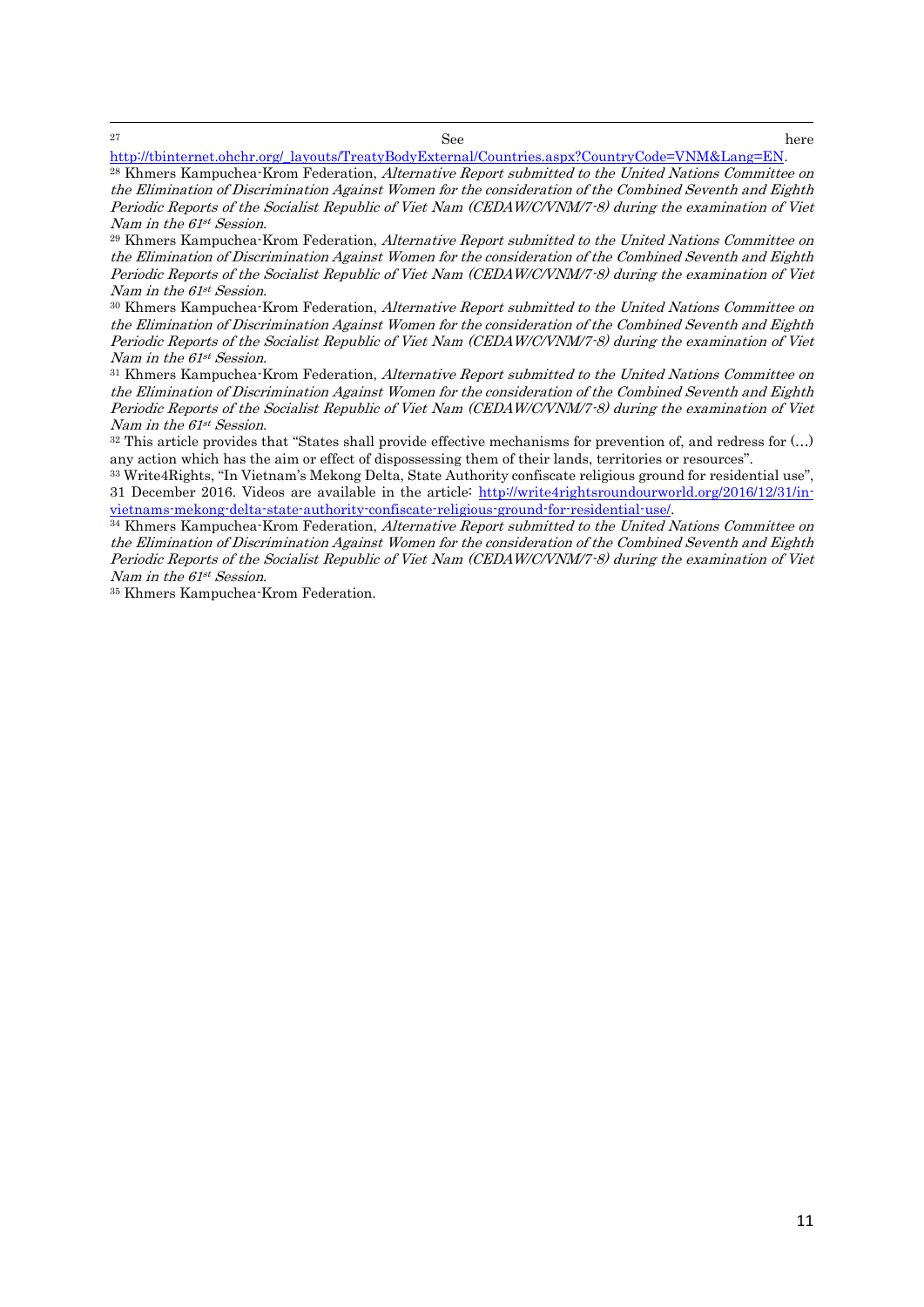[27] See here http://tbinternet.ohchr.org/_layouts/TreatyBodyExternal/Countries.aspx?CountryCode=VNM&Lang=EN.

[28] Khmers Kampuchea-Krom Federation, *Alternative Report submitted to the United Nations Committee on the Elimination of Discrimination Against Women for the consideration of the Combined Seventh and Eighth Periodic Reports of the Socialist Republic of Viet Nam (CEDAW/C/VNM/7-8) during the examination of Viet Nam in the 61st Session*.

[29] Khmers Kampuchea-Krom Federation, *Alternative Report submitted to the United Nations Committee on the Elimination of Discrimination Against Women for the consideration of the Combined Seventh and Eighth Periodic Reports of the Socialist Republic of Viet Nam (CEDAW/C/VNM/7-8) during the examination of Viet Nam in the 61st Session*.

[30] Khmers Kampuchea-Krom Federation, *Alternative Report submitted to the United Nations Committee on the Elimination of Discrimination Against Women for the consideration of the Combined Seventh and Eighth Periodic Reports of the Socialist Republic of Viet Nam (CEDAW/C/VNM/7-8) during the examination of Viet Nam in the 61st Session*.

[31] Khmers Kampuchea-Krom Federation, *Alternative Report submitted to the United Nations Committee on the Elimination of Discrimination Against Women for the consideration of the Combined Seventh and Eighth Periodic Reports of the Socialist Republic of Viet Nam (CEDAW/C/VNM/7-8) during the examination of Viet Nam in the 61st Session*.

[32] This article provides that "States shall provide effective mechanisms for prevention of, and redress for (…) any action which has the aim or effect of dispossessing them of their lands, territories or resources".

[33] Write4Rights, "In Vietnam's Mekong Delta, State Authority confiscate religious ground for residential use", 31 December 2016. Videos are available in the article: http://write4rightsroundourworld.org/2016/12/31/in-vietnams-mekong-delta-state-authority-confiscate-religious-ground-for-residential-use/.

[34] Khmers Kampuchea-Krom Federation, *Alternative Report submitted to the United Nations Committee on the Elimination of Discrimination Against Women for the consideration of the Combined Seventh and Eighth Periodic Reports of the Socialist Republic of Viet Nam (CEDAW/C/VNM/7-8) during the examination of Viet Nam in the 61st Session*.

[35] Khmers Kampuchea-Krom Federation.